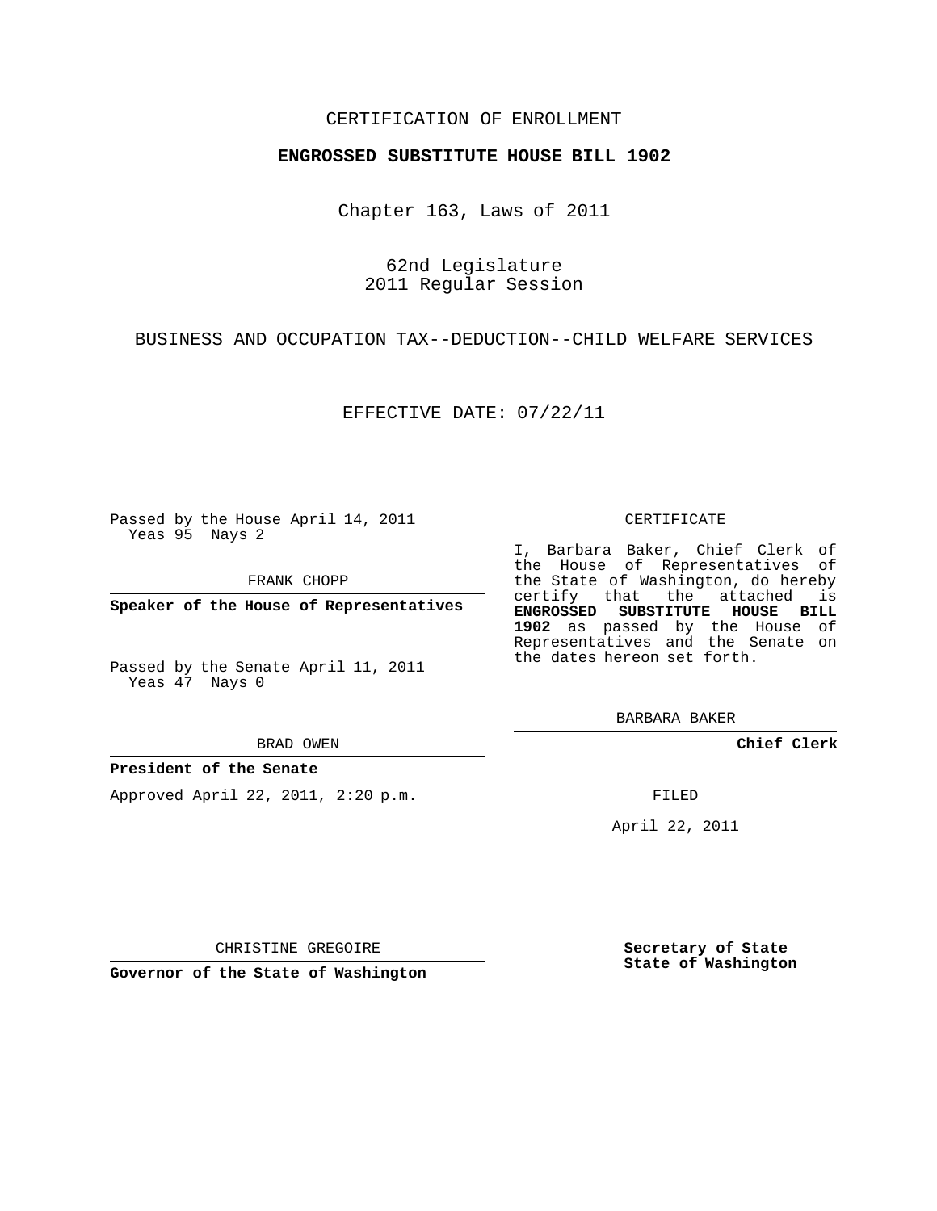CERTIFICATION OF ENROLLMENT

**ENGROSSED SUBSTITUTE HOUSE BILL 1902**

Chapter 163, Laws of 2011

62nd Legislature
2011 Regular Session

BUSINESS AND OCCUPATION TAX--DEDUCTION--CHILD WELFARE SERVICES

EFFECTIVE DATE: 07/22/11

Passed by the House April 14, 2011
Yeas 95 Nays 2

FRANK CHOPP

**Speaker of the House of Representatives**

Passed by the Senate April 11, 2011
Yeas 47 Nays 0

BRAD OWEN

**President of the Senate**

Approved April 22, 2011, 2:20 p.m.

CHRISTINE GREGOIRE

**Governor of the State of Washington**

CERTIFICATE

I, Barbara Baker, Chief Clerk of the House of Representatives of the State of Washington, do hereby certify that the attached is **ENGROSSED SUBSTITUTE HOUSE BILL 1902** as passed by the House of Representatives and the Senate on the dates hereon set forth.

BARBARA BAKER

**Chief Clerk**

FILED

April 22, 2011

**Secretary of State**
**State of Washington**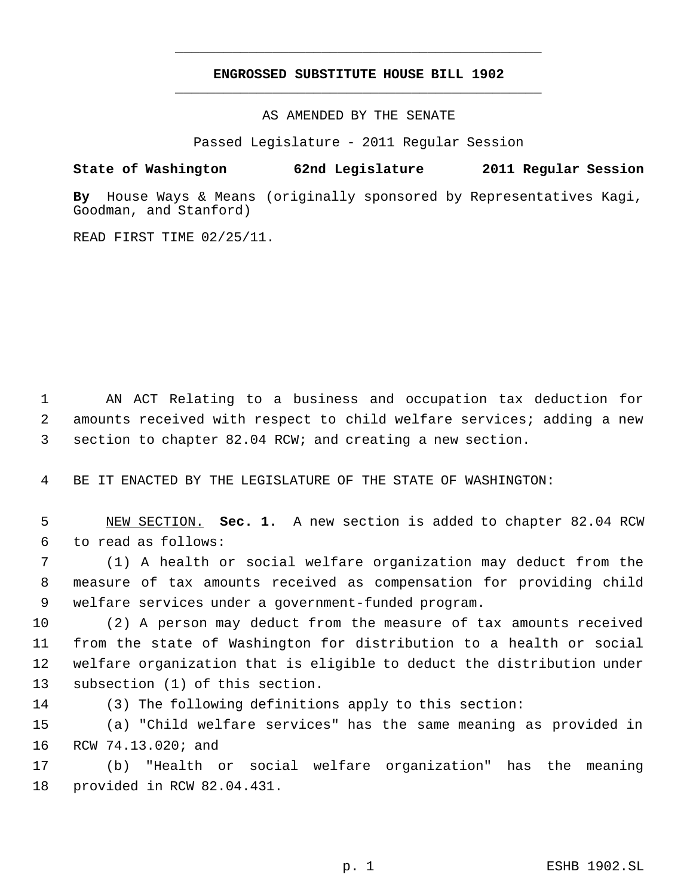# ENGROSSED SUBSTITUTE HOUSE BILL 1902

AS AMENDED BY THE SENATE

Passed Legislature - 2011 Regular Session

**State of Washington 62nd Legislature 2011 Regular Session**

**By** House Ways & Means (originally sponsored by Representatives Kagi, Goodman, and Stanford)

READ FIRST TIME 02/25/11.

AN ACT Relating to a business and occupation tax deduction for amounts received with respect to child welfare services; adding a new section to chapter 82.04 RCW; and creating a new section.

BE IT ENACTED BY THE LEGISLATURE OF THE STATE OF WASHINGTON:

NEW SECTION. **Sec. 1.** A new section is added to chapter 82.04 RCW to read as follows:

(1) A health or social welfare organization may deduct from the measure of tax amounts received as compensation for providing child welfare services under a government-funded program.

(2) A person may deduct from the measure of tax amounts received from the state of Washington for distribution to a health or social welfare organization that is eligible to deduct the distribution under subsection (1) of this section.

(3) The following definitions apply to this section:

(a) "Child welfare services" has the same meaning as provided in RCW 74.13.020; and

(b) "Health or social welfare organization" has the meaning provided in RCW 82.04.431.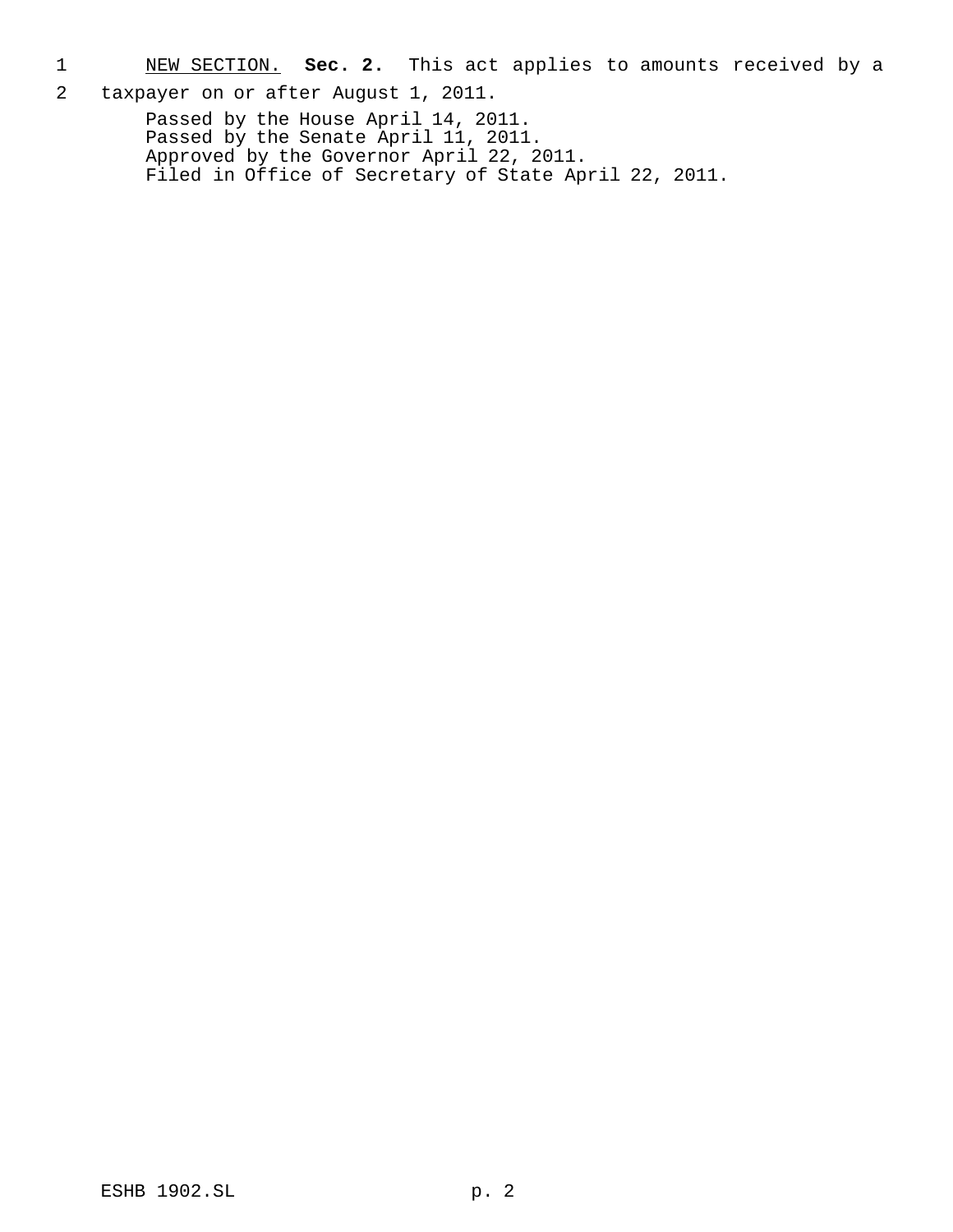NEW SECTION. **Sec. 2.** This act applies to amounts received by a taxpayer on or after August 1, 2011.

Passed by the House April 14, 2011.
Passed by the Senate April 11, 2011.
Approved by the Governor April 22, 2011.
Filed in Office of Secretary of State April 22, 2011.